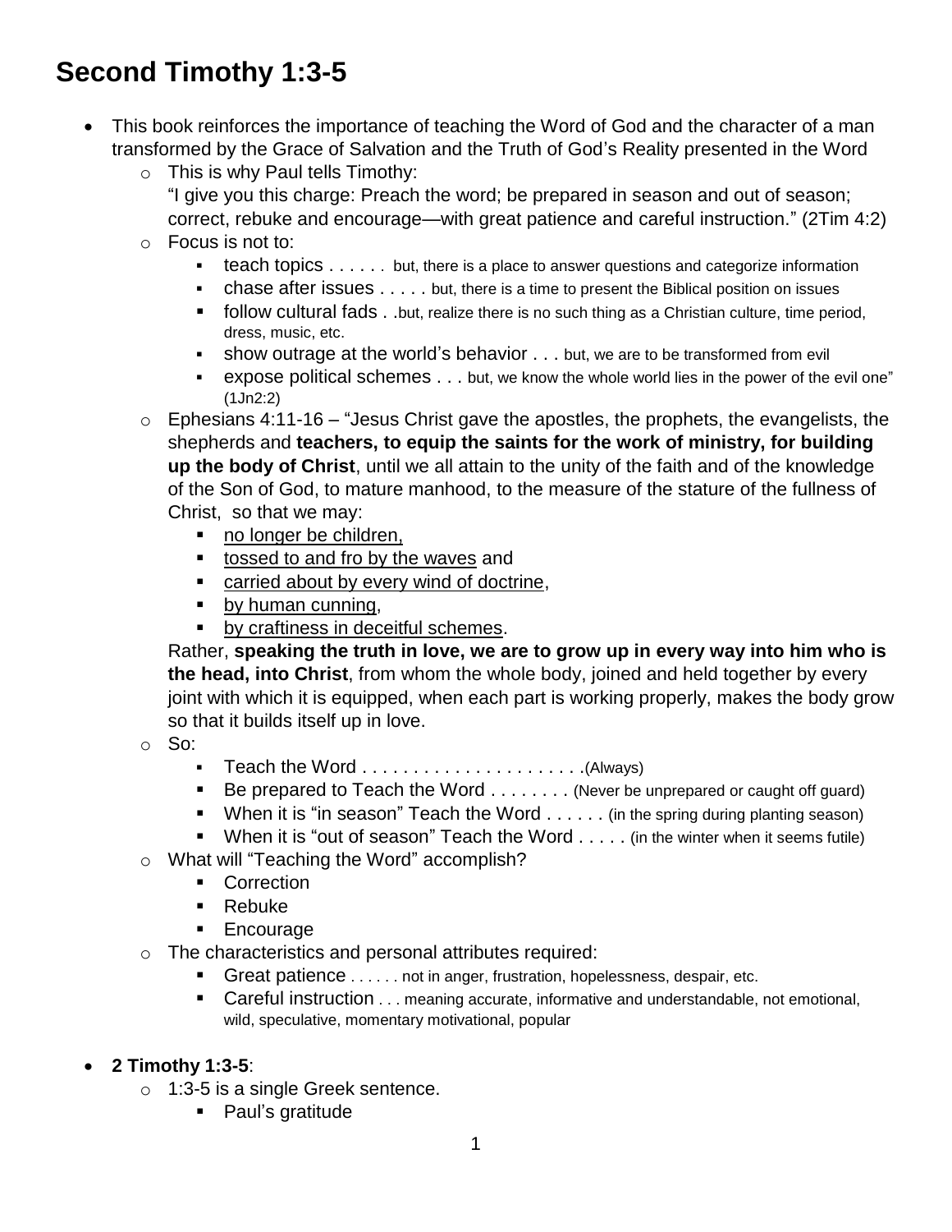# Second Timothy 1:3-5

- This book reinforces the importance of teaching the Word of God and the character of a man transformed by the Grace of Salvation and the Truth of God's Reality presented in the Word
  - This is why Paul tells Timothy:
    "I give you this charge: Preach the word; be prepared in season and out of season; correct, rebuke and encourage—with great patience and careful instruction." (2Tim 4:2)
  - Focus is not to:
    - teach topics . . . . . . but, there is a place to answer questions and categorize information
    - chase after issues . . . . . but, there is a time to present the Biblical position on issues
    - follow cultural fads . .but, realize there is no such thing as a Christian culture, time period, dress, music, etc.
    - show outrage at the world's behavior . . . but, we are to be transformed from evil
    - expose political schemes . . . but, we know the whole world lies in the power of the evil one" (1Jn2:2)
  - Ephesians 4:11-16 – "Jesus Christ gave the apostles, the prophets, the evangelists, the shepherds and **teachers, to equip the saints for the work of ministry, for building up the body of Christ**, until we all attain to the unity of the faith and of the knowledge of the Son of God, to mature manhood, to the measure of the stature of the fullness of Christ, so that we may:
    - <u>no longer be children,</u>
    - <u>tossed to and fro by the waves</u> and
    - <u>carried about by every wind of doctrine</u>,
    - <u>by human cunning</u>,
    - <u>by craftiness in deceitful schemes</u>.

    Rather, **speaking the truth in love, we are to grow up in every way into him who is the head, into Christ**, from whom the whole body, joined and held together by every joint with which it is equipped, when each part is working properly, makes the body grow so that it builds itself up in love.
  - So:
    - Teach the Word . . . . . . . . . . . . . . . . . . . . . .(Always)
    - Be prepared to Teach the Word . . . . . . . . (Never be unprepared or caught off guard)
    - When it is "in season" Teach the Word . . . . . . (in the spring during planting season)
    - When it is "out of season" Teach the Word . . . . . (in the winter when it seems futile)
  - What will "Teaching the Word" accomplish?
    - Correction
    - Rebuke
    - Encourage
  - The characteristics and personal attributes required:
    - Great patience . . . . . . not in anger, frustration, hopelessness, despair, etc.
    - Careful instruction . . . meaning accurate, informative and understandable, not emotional, wild, speculative, momentary motivational, popular

- **2 Timothy 1:3-5**:
  - 1:3-5 is a single Greek sentence.
    - Paul's gratitude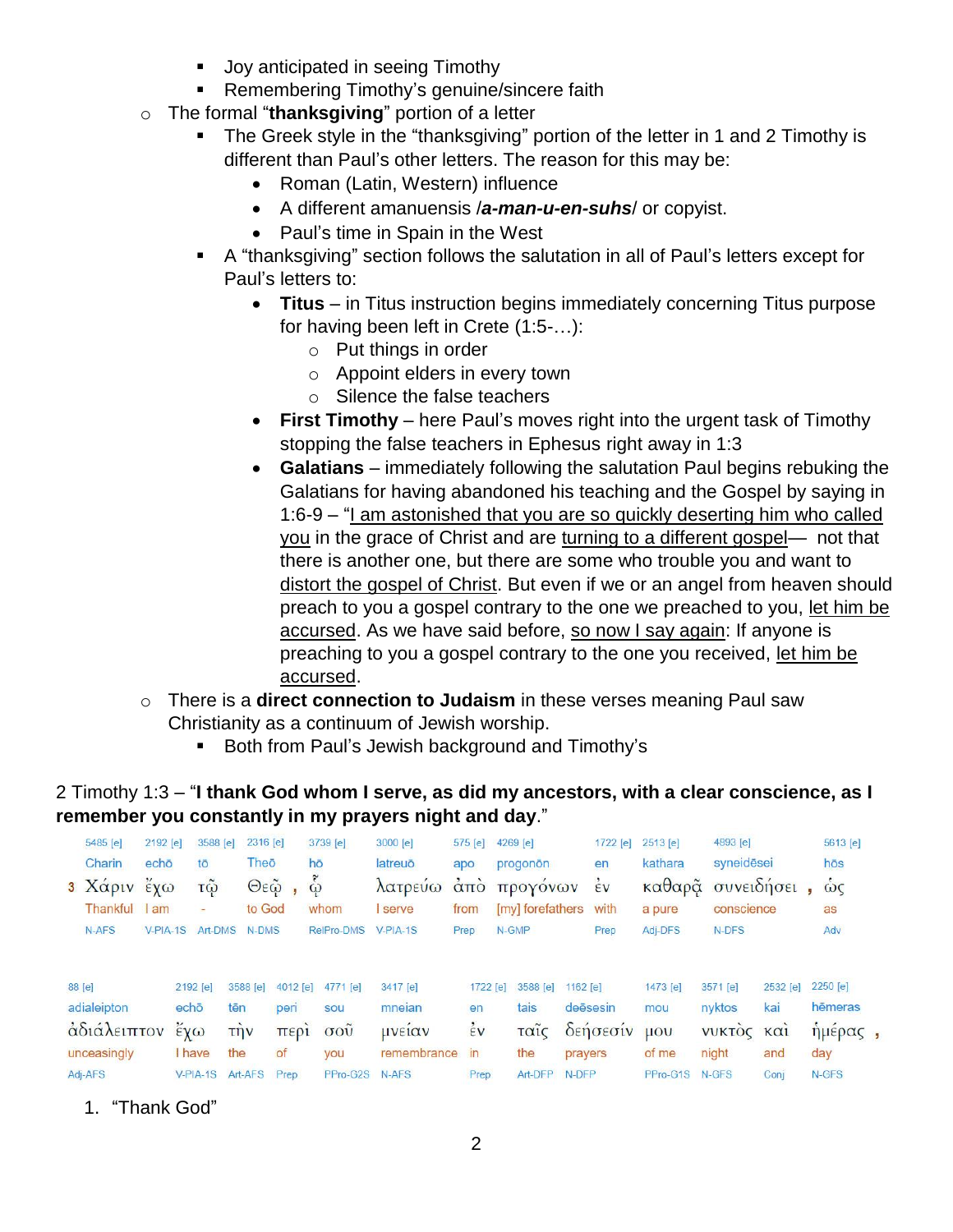- Joy anticipated in seeing Timothy
        - Remembering Timothy's genuine/sincere faith
    - The formal "**thanksgiving**" portion of a letter
        - The Greek style in the "thanksgiving" portion of the letter in 1 and 2 Timothy is different than Paul's other letters. The reason for this may be:
            - Roman (Latin, Western) influence
            - A different amanuensis /***a-man-u-en-suhs***/ or copyist.
            - Paul's time in Spain in the West
        - A "thanksgiving" section follows the salutation in all of Paul's letters except for Paul's letters to:
            - **Titus** – in Titus instruction begins immediately concerning Titus purpose for having been left in Crete (1:5-…):
                - Put things in order
                - Appoint elders in every town
                - Silence the false teachers
            - **First Timothy** – here Paul's moves right into the urgent task of Timothy stopping the false teachers in Ephesus right away in 1:3
            - **Galatians** – immediately following the salutation Paul begins rebuking the Galatians for having abandoned his teaching and the Gospel by saying in 1:6-9 – "I am astonished that you are so quickly deserting him who called you in the grace of Christ and are turning to a different gospel— not that there is another one, but there are some who trouble you and want to distort the gospel of Christ. But even if we or an angel from heaven should preach to you a gospel contrary to the one we preached to you, let him be accursed. As we have said before, so now I say again: If anyone is preaching to you a gospel contrary to the one you received, let him be accursed.
    - There is a **direct connection to Judaism** in these verses meaning Paul saw Christianity as a continuum of Jewish worship.
        - Both from Paul's Jewish background and Timothy's

2 Timothy 1:3 – "**I thank God whom I serve, as did my ancestors, with a clear conscience, as I remember you constantly in my prayers night and day**."

| 5485 [e] | 2192 [e] | 3588 [e] | 2316 [e] | 3739 [e] | 3000 [e] | 575 [e] | 4269 [e] | 1722 [e] | 2513 [e] | 4893 [e] | 5613 [e] |
|---|---|---|---|---|---|---|---|---|---|---|---|
| Charin | echō | tō | Theō | hō | latreuō | apo | progonōn | en | kathara | syneidēsei | hōs |
| 3 Χάριν | ἔχω | τῷ | Θεῷ , | ᾧ | λατρεύω | ἀπὸ | προγόνων | ἐν | καθαρᾷ | συνειδήσει , | ὡς |
| Thankful | I am | - | to God | whom | I serve | from | [my] forefathers | with | a pure | conscience | as |
| N-AFS | V-PIA-1S | Art-DMS | N-DMS | RelPro-DMS | V-PIA-1S | Prep | N-GMP | Prep | Adj-DFS | N-DFS | Adv |

| 88 [e] | 2192 [e] | 3588 [e] | 4012 [e] | 4771 [e] | 3417 [e] | 1722 [e] | 3588 [e] | 1162 [e] | 1473 [e] | 3571 [e] | 2532 [e] | 2250 [e] |
|---|---|---|---|---|---|---|---|---|---|---|---|---|
| adialeipton | echō | tēn | peri | sou | mneian | en | tais | deēsesin | mou | nyktos | kai | hēmeras |
| ἀδιάλειπτον | ἔχω | τὴν | περὶ | σοῦ | μνείαν | ἐν | ταῖς | δεήσεσίν | μου | νυκτὸς | καὶ | ἡμέρας , |
| unceasingly | I have | the | of | you | remembrance | in | the | prayers | of me | night | and | day |
| Adj-AFS | V-PIA-1S | Art-AFS | Prep | PPro-G2S | N-AFS | Prep | Art-DFP | N-DFP | PPro-G1S | N-GFS | Conj | N-GFS |

1. "Thank God"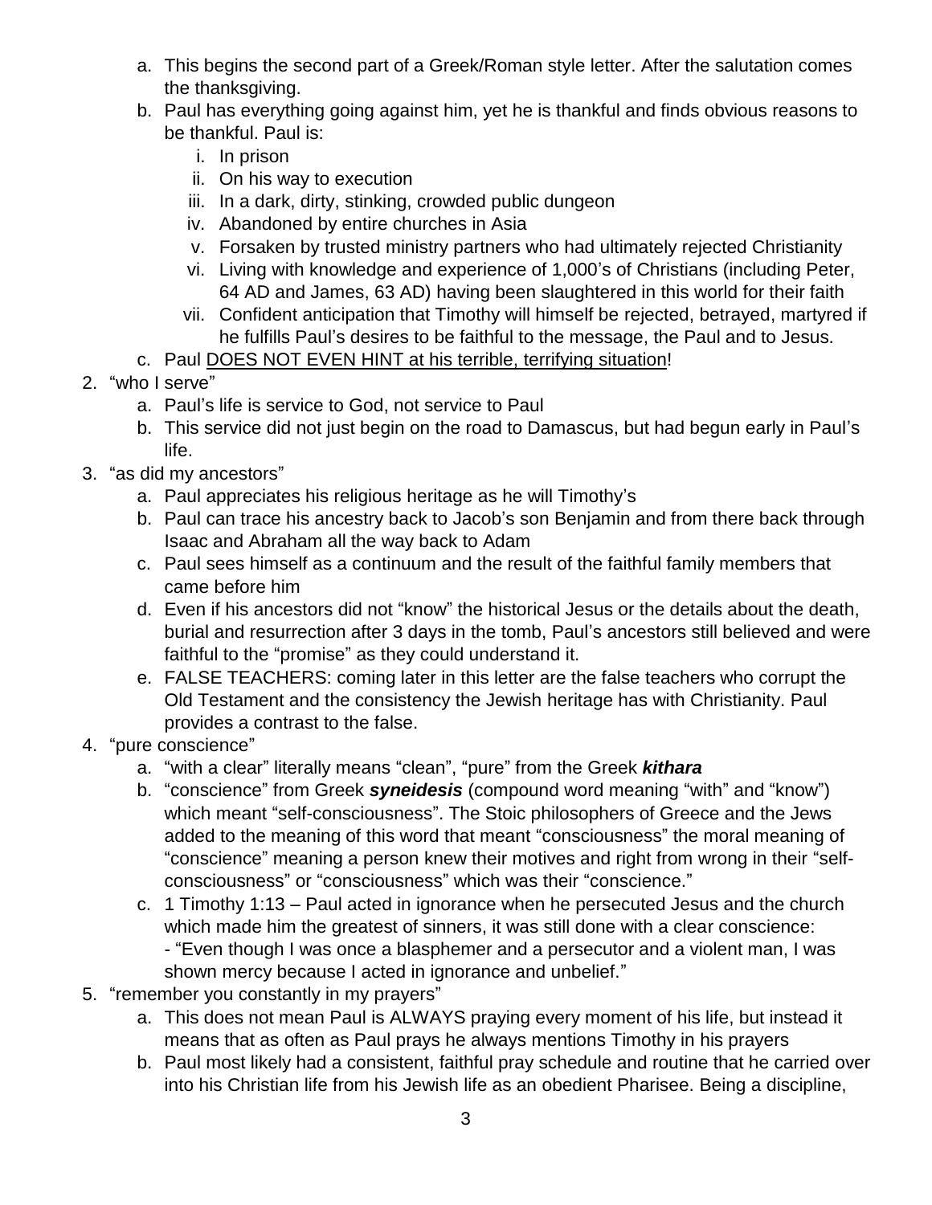a. This begins the second part of a Greek/Roman style letter. After the salutation comes the thanksgiving.
   b. Paul has everything going against him, yet he is thankful and finds obvious reasons to be thankful. Paul is:
      i. In prison
      ii. On his way to execution
      iii. In a dark, dirty, stinking, crowded public dungeon
      iv. Abandoned by entire churches in Asia
      v. Forsaken by trusted ministry partners who had ultimately rejected Christianity
      vi. Living with knowledge and experience of 1,000's of Christians (including Peter, 64 AD and James, 63 AD) having been slaughtered in this world for their faith
      vii. Confident anticipation that Timothy will himself be rejected, betrayed, martyred if he fulfills Paul's desires to be faithful to the message, the Paul and to Jesus.
   c. Paul <u>DOES NOT EVEN HINT at his terrible, terrifying situation</u>!

2. "who I serve"
   a. Paul's life is service to God, not service to Paul
   b. This service did not just begin on the road to Damascus, but had begun early in Paul's life.

3. "as did my ancestors"
   a. Paul appreciates his religious heritage as he will Timothy's
   b. Paul can trace his ancestry back to Jacob's son Benjamin and from there back through Isaac and Abraham all the way back to Adam
   c. Paul sees himself as a continuum and the result of the faithful family members that came before him
   d. Even if his ancestors did not "know" the historical Jesus or the details about the death, burial and resurrection after 3 days in the tomb, Paul's ancestors still believed and were faithful to the "promise" as they could understand it.
   e. FALSE TEACHERS: coming later in this letter are the false teachers who corrupt the Old Testament and the consistency the Jewish heritage has with Christianity. Paul provides a contrast to the false.

4. "pure conscience"
   a. "with a clear" literally means "clean", "pure" from the Greek ***kithara***
   b. "conscience" from Greek ***syneidesis*** (compound word meaning "with" and "know") which meant "self-consciousness". The Stoic philosophers of Greece and the Jews added to the meaning of this word that meant "consciousness" the moral meaning of "conscience" meaning a person knew their motives and right from wrong in their "self-consciousness" or "consciousness" which was their "conscience."
   c. 1 Timothy 1:13 – Paul acted in ignorance when he persecuted Jesus and the church which made him the greatest of sinners, it was still done with a clear conscience:
      - "Even though I was once a blasphemer and a persecutor and a violent man, I was shown mercy because I acted in ignorance and unbelief."

5. "remember you constantly in my prayers"
   a. This does not mean Paul is ALWAYS praying every moment of his life, but instead it means that as often as Paul prays he always mentions Timothy in his prayers
   b. Paul most likely had a consistent, faithful pray schedule and routine that he carried over into his Christian life from his Jewish life as an obedient Pharisee. Being a discipline,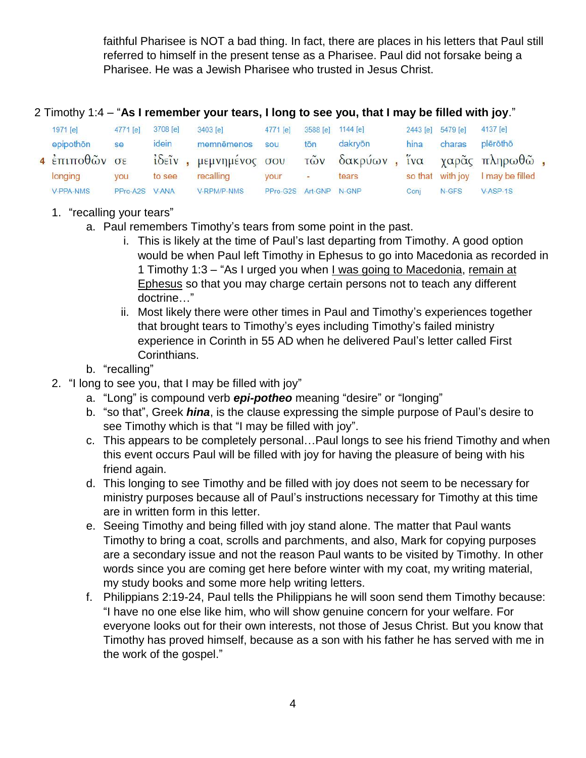faithful Pharisee is NOT a bad thing. In fact, there are places in his letters that Paul still referred to himself in the present tense as a Pharisee. Paul did not forsake being a Pharisee. He was a Jewish Pharisee who trusted in Jesus Christ.

2 Timothy 1:4 – "**As I remember your tears, I long to see you, that I may be filled with joy**."

| 1971 [e] | 4771 [e] | 3708 [e] | | 3403 [e] | 4771 [e] | 3588 [e] | 1144 [e] | | 2443 [e] | 5479 [e] | 4137 [e] | |
|---|---|---|---|---|---|---|---|---|---|---|---|---|
| epipothōn | se | idein | | memnēmenos | sou | tōn | dakryōn | | hina | charas | plērōthō | |
| 4 ἐπιποθῶν | σε | ἰδεῖν | , | μεμνημένος | σου | τῶν | δακρύων | , | ἵνα | χαρᾶς | πληρωθῶ | , |
| longing | you | to see | | recalling | your | - | tears | | so that | with joy | I may be filled | |
| V-PPA-NMS | PPro-A2S | V-ANA | | V-RPM/P-NMS | PPro-G2S | Art-GNP | N-GNP | | Conj | N-GFS | V-ASP-1S | |

1. "recalling your tears"
   a. Paul remembers Timothy's tears from some point in the past.
      i. This is likely at the time of Paul's last departing from Timothy. A good option would be when Paul left Timothy in Ephesus to go into Macedonia as recorded in 1 Timothy 1:3 – "As I urged you when <u>I was going to Macedonia</u>, <u>remain at Ephesus</u> so that you may charge certain persons not to teach any different doctrine…"
      ii. Most likely there were other times in Paul and Timothy's experiences together that brought tears to Timothy's eyes including Timothy's failed ministry experience in Corinth in 55 AD when he delivered Paul's letter called First Corinthians.
   b. "recalling"
2. "I long to see you, that I may be filled with joy"
   a. "Long" is compound verb ***epi-potheo*** meaning "desire" or "longing"
   b. "so that", Greek ***hina***, is the clause expressing the simple purpose of Paul's desire to see Timothy which is that "I may be filled with joy".
   c. This appears to be completely personal…Paul longs to see his friend Timothy and when this event occurs Paul will be filled with joy for having the pleasure of being with his friend again.
   d. This longing to see Timothy and be filled with joy does not seem to be necessary for ministry purposes because all of Paul's instructions necessary for Timothy at this time are in written form in this letter.
   e. Seeing Timothy and being filled with joy stand alone. The matter that Paul wants Timothy to bring a coat, scrolls and parchments, and also, Mark for copying purposes are a secondary issue and not the reason Paul wants to be visited by Timothy. In other words since you are coming get here before winter with my coat, my writing material, my study books and some more help writing letters.
   f. Philippians 2:19-24, Paul tells the Philippians he will soon send them Timothy because: "I have no one else like him, who will show genuine concern for your welfare. For everyone looks out for their own interests, not those of Jesus Christ. But you know that Timothy has proved himself, because as a son with his father he has served with me in the work of the gospel."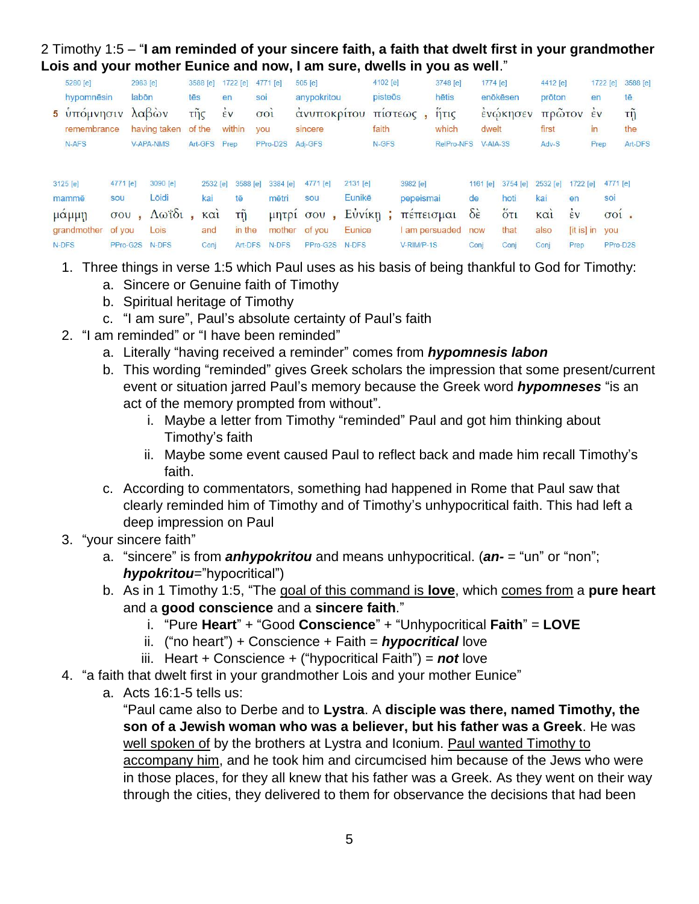2 Timothy 1:5 – "**I am reminded of your sincere faith, a faith that dwelt first in your grandmother Lois and your mother Eunice and now, I am sure, dwells in you as well**."

| | 5280 [e] | 2983 [e] | 3588 [e] | 1722 [e] | 4771 [e] | 505 [e] | 4102 [e] | 3748 [e] | 1774 [e] | 4412 [e] | 1722 [e] | 3588 [e] |
|---|---|---|---|---|---|---|---|---|---|---|---|---|
| | hypomnēsin | labōn | tēs | en | soi | anypokritou | pisteōs | hētis | enōkēsen | prōton | en | tē |
| 5 | ὑπόμνησιν | λαβὼν | τῆς | ἐν | σοὶ | ἀνυποκρίτου | πίστεως , | ἥτις | ἐνῴκησεν | πρῶτον | ἐν | τῇ |
| | remembrance | having taken | of the | within | you | sincere | faith | which | dwelt | first | in | the |
| | N-AFS | V-APA-NMS | Art-GFS | Prep | PPro-D2S | Adj-GFS | N-GFS | RelPro-NFS | V-AIA-3S | Adv-S | Prep | Art-DFS |

| 3125 [e] | 4771 [e] | 3090 [e] | 2532 [e] | 3588 [e] | 3384 [e] | 4771 [e] | 2131 [e] | 3982 [e] | 1161 [e] | 3754 [e] | 2532 [e] | 1722 [e] | 4771 [e] |
|---|---|---|---|---|---|---|---|---|---|---|---|---|---|
| mammē | sou | Lōidi | kai | tē | mētri | sou | Eunikē | pepeismai | de | hoti | kai | en | soi |
| μάμμῃ | σου , | Λωΐδι , | καὶ | τῇ | μητρί | σου , | Εὐνίκῃ ; | πέπεισμαι | δὲ | ὅτι | καὶ | ἐν | σοί . |
| grandmother | of you | Lois | and | in the | mother | of you | Eunice | I am persuaded | now | that | also | [it is] in | you |
| N-DFS | PPro-G2S | N-DFS | Conj | Art-DFS | N-DFS | PPro-G2S | N-DFS | V-RIM/P-1S | Conj | Conj | Conj | Prep | PPro-D2S |

1. Three things in verse 1:5 which Paul uses as his basis of being thankful to God for Timothy:
   a. Sincere or Genuine faith of Timothy
   b. Spiritual heritage of Timothy
   c. "I am sure", Paul's absolute certainty of Paul's faith
2. "I am reminded" or "I have been reminded"
   a. Literally "having received a reminder" comes from ***hypomnesis labon***
   b. This wording "reminded" gives Greek scholars the impression that some present/current event or situation jarred Paul's memory because the Greek word ***hypomneses*** "is an act of the memory prompted from without".
      i. Maybe a letter from Timothy "reminded" Paul and got him thinking about Timothy's faith
      ii. Maybe some event caused Paul to reflect back and made him recall Timothy's faith.
   c. According to commentators, something had happened in Rome that Paul saw that clearly reminded him of Timothy and of Timothy's unhypocritical faith. This had left a deep impression on Paul
3. "your sincere faith"
   a. "sincere" is from ***anhypokritou*** and means unhypocritical. (***an-*** = "un" or "non"; ***hypokritou***="hypocritical")
   b. As in 1 Timothy 1:5, "The <u>goal of this command is **love**</u>, which <u>comes from</u> a **pure heart** and a **good conscience** and a **sincere faith**."
      i. "Pure **Heart**" + "Good **Conscience**" + "Unhypocritical **Faith**" = **LOVE**
      ii. ("no heart") + Conscience + Faith = ***hypocritical*** love
      iii. Heart + Conscience + ("hypocritical Faith") = ***not*** love
4. "a faith that dwelt first in your grandmother Lois and your mother Eunice"
   a. Acts 16:1-5 tells us:
      "Paul came also to Derbe and to **Lystra**. A **disciple was there, named Timothy, the son of a Jewish woman who was a believer, but his father was a Greek**. He was <u>well spoken of</u> by the brothers at Lystra and Iconium. <u>Paul wanted Timothy to accompany him</u>, and he took him and circumcised him because of the Jews who were in those places, for they all knew that his father was a Greek. As they went on their way through the cities, they delivered to them for observance the decisions that had been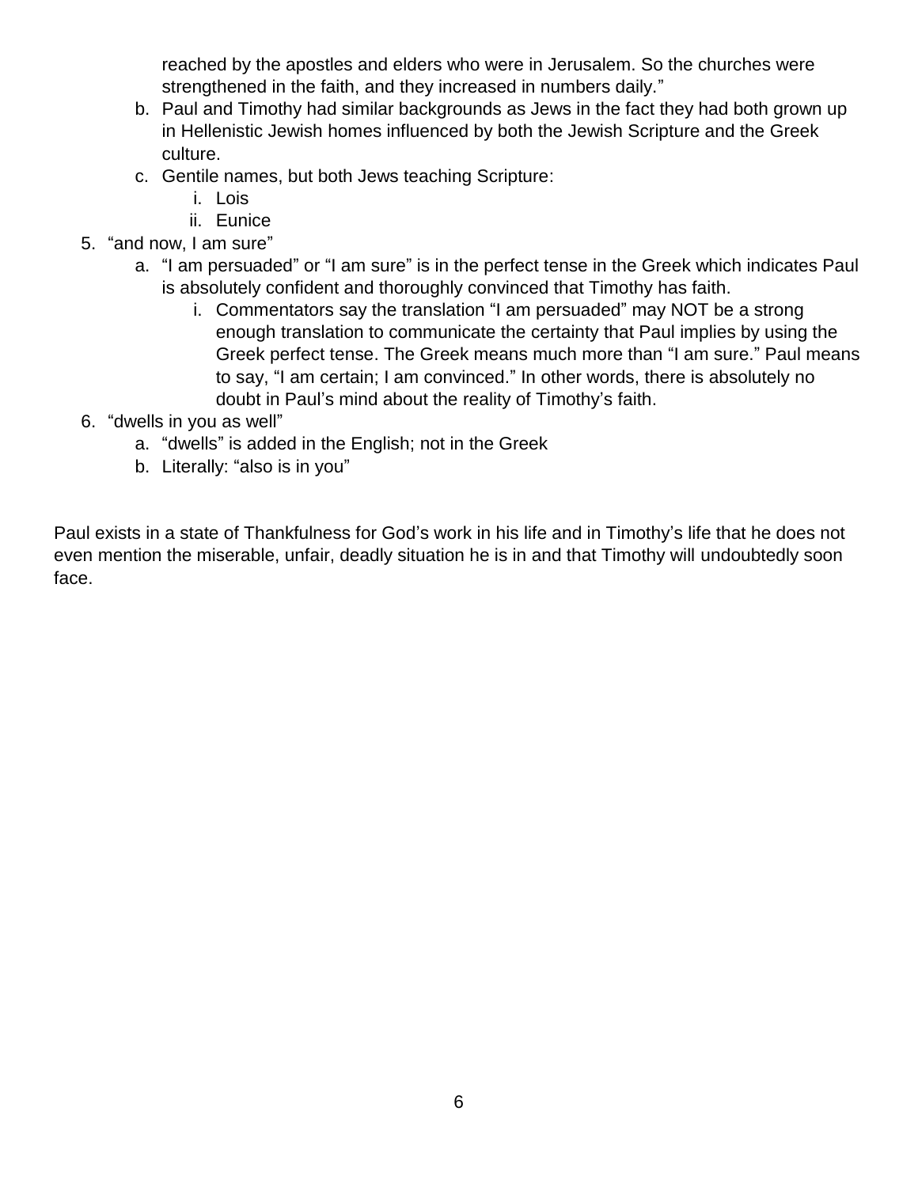reached by the apostles and elders who were in Jerusalem. So the churches were strengthened in the faith, and they increased in numbers daily."

   b. Paul and Timothy had similar backgrounds as Jews in the fact they had both grown up in Hellenistic Jewish homes influenced by both the Jewish Scripture and the Greek culture.
   c. Gentile names, but both Jews teaching Scripture:
      i. Lois
      ii. Eunice

5. "and now, I am sure"
   a. "I am persuaded" or "I am sure" is in the perfect tense in the Greek which indicates Paul is absolutely confident and thoroughly convinced that Timothy has faith.
      i. Commentators say the translation "I am persuaded" may NOT be a strong enough translation to communicate the certainty that Paul implies by using the Greek perfect tense. The Greek means much more than "I am sure." Paul means to say, "I am certain; I am convinced." In other words, there is absolutely no doubt in Paul's mind about the reality of Timothy's faith.
6. "dwells in you as well"
   a. "dwells" is added in the English; not in the Greek
   b. Literally: "also is in you"

Paul exists in a state of Thankfulness for God's work in his life and in Timothy's life that he does not even mention the miserable, unfair, deadly situation he is in and that Timothy will undoubtedly soon face.